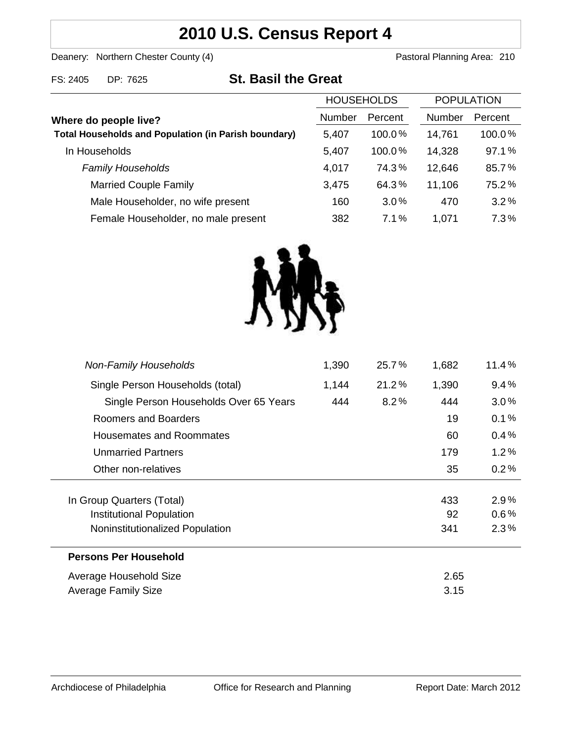# 2010 U.S. Census Report 4

Deanery: Northern Chester County (4) Pastoral Planning Area: 210

FS: 2405 DP: 7625

## St. Basil the Great

| Where do people live? | HOUSEHOLDS | | POPULATION | |
|---|---|---|---|---|
| | Number | Percent | Number | Percent |
| **Total Households and Population (in Parish boundary)** | 5,407 | 100.0 % | 14,761 | 100.0 % |
| In Households | 5,407 | 100.0 % | 14,328 | 97.1 % |
| *Family Households* | 4,017 | 74.3 % | 12,646 | 85.7 % |
| Married Couple Family | 3,475 | 64.3 % | 11,106 | 75.2 % |
| Male Householder, no wife present | 160 | 3.0 % | 470 | 3.2 % |
| Female Householder, no male present | 382 | 7.1 % | 1,071 | 7.3 % |
| *Non-Family Households* | 1,390 | 25.7 % | 1,682 | 11.4 % |
| Single Person Households (total) | 1,144 | 21.2 % | 1,390 | 9.4 % |
| Single Person Households Over 65 Years | 444 | 8.2 % | 444 | 3.0 % |
| Roomers and Boarders | | | 19 | 0.1 % |
| Housemates and Roommates | | | 60 | 0.4 % |
| Unmarried Partners | | | 179 | 1.2 % |
| Other non-relatives | | | 35 | 0.2 % |
| In Group Quarters (Total) | | | 433 | 2.9 % |
| Institutional Population | | | 92 | 0.6 % |
| Noninstitutionalized Population | | | 341 | 2.3 % |

**Persons Per Household**

| | |
|---|---|
| Average Household Size | 2.65 |
| Average Family Size | 3.15 |

Archdiocese of Philadelphia Office for Research and Planning Report Date: March 2012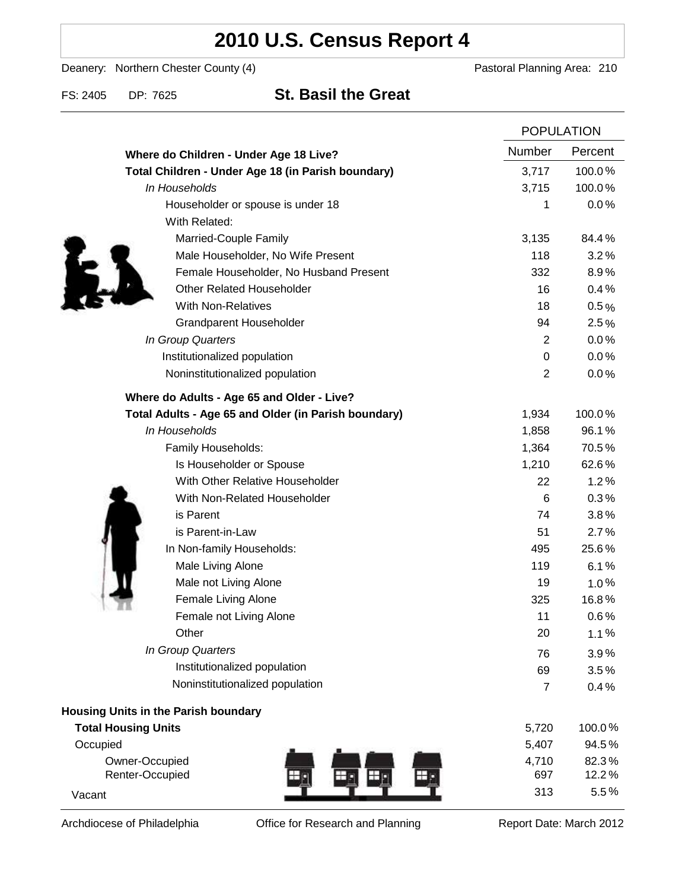# 2010 U.S. Census Report 4

Deanery: Northern Chester County (4) Pastoral Planning Area: 210

FS: 2405 DP: 7625 **St. Basil the Great**

| | POPULATION | |
|---|---|---|
| | Number | Percent |
| **Where do Children - Under Age 18 Live?** | | |
| **Total Children - Under Age 18 (in Parish boundary)** | 3,717 | 100.0% |
| *In Households* | 3,715 | 100.0% |
| Householder or spouse is under 18 | 1 | 0.0% |
| With Related: | | |
| Married-Couple Family | 3,135 | 84.4% |
| Male Householder, No Wife Present | 118 | 3.2% |
| Female Householder, No Husband Present | 332 | 8.9% |
| Other Related Householder | 16 | 0.4% |
| With Non-Relatives | 18 | 0.5% |
| Grandparent Householder | 94 | 2.5% |
| *In Group Quarters* | 2 | 0.0% |
| Institutionalized population | 0 | 0.0% |
| Noninstitutionalized population | 2 | 0.0% |
| **Where do Adults - Age 65 and Older - Live?** | | |
| **Total Adults - Age 65 and Older (in Parish boundary)** | 1,934 | 100.0% |
| *In Households* | 1,858 | 96.1% |
| Family Households: | 1,364 | 70.5% |
| Is Householder or Spouse | 1,210 | 62.6% |
| With Other Relative Householder | 22 | 1.2% |
| With Non-Related Householder | 6 | 0.3% |
| is Parent | 74 | 3.8% |
| is Parent-in-Law | 51 | 2.7% |
| In Non-family Households: | 495 | 25.6% |
| Male Living Alone | 119 | 6.1% |
| Male not Living Alone | 19 | 1.0% |
| Female Living Alone | 325 | 16.8% |
| Female not Living Alone | 11 | 0.6% |
| Other | 20 | 1.1% |
| *In Group Quarters* | 76 | 3.9% |
| Institutionalized population | 69 | 3.5% |
| Noninstitutionalized population | 7 | 0.4% |
| **Housing Units in the Parish boundary** | | |
| **Total Housing Units** | 5,720 | 100.0% |
| Occupied | 5,407 | 94.5% |
| Owner-Occupied | 4,710 | 82.3% |
| Renter-Occupied | 697 | 12.2% |
| Vacant | 313 | 5.5% |

Archdiocese of Philadelphia Office for Research and Planning Report Date: March 2012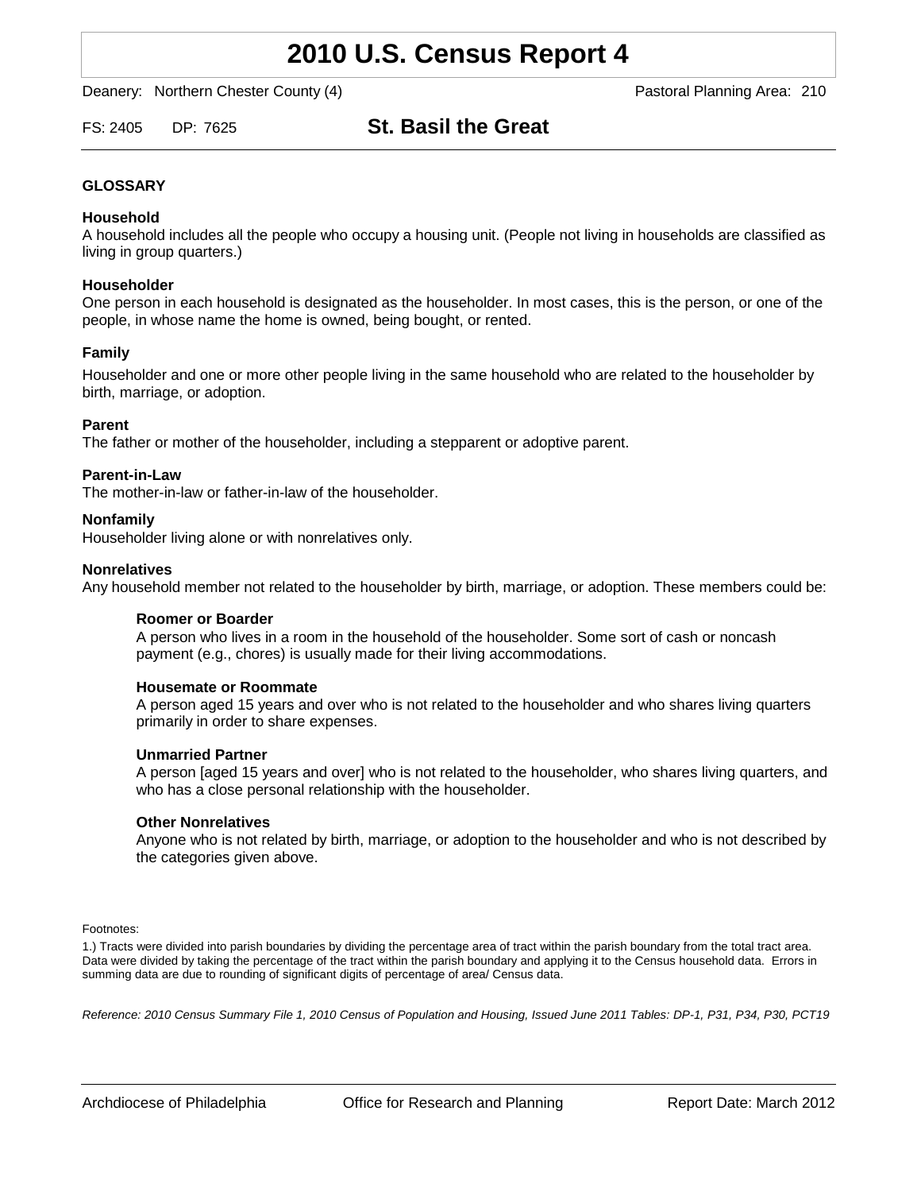# 2010 U.S. Census Report 4

Deanery: Northern Chester County (4) Pastoral Planning Area: 210

FS: 2405 DP: 7625

## St. Basil the Great

### GLOSSARY

**Household**
A household includes all the people who occupy a housing unit. (People not living in households are classified as living in group quarters.)

**Householder**
One person in each household is designated as the householder. In most cases, this is the person, or one of the people, in whose name the home is owned, being bought, or rented.

**Family**
Householder and one or more other people living in the same household who are related to the householder by birth, marriage, or adoption.

**Parent**
The father or mother of the householder, including a stepparent or adoptive parent.

**Parent-in-Law**
The mother-in-law or father-in-law of the householder.

**Nonfamily**
Householder living alone or with nonrelatives only.

**Nonrelatives**
Any household member not related to the householder by birth, marriage, or adoption. These members could be:

> **Roomer or Boarder**
> A person who lives in a room in the household of the householder. Some sort of cash or noncash payment (e.g., chores) is usually made for their living accommodations.
>
> **Housemate or Roommate**
> A person aged 15 years and over who is not related to the householder and who shares living quarters primarily in order to share expenses.
>
> **Unmarried Partner**
> A person [aged 15 years and over] who is not related to the householder, who shares living quarters, and who has a close personal relationship with the householder.
>
> **Other Nonrelatives**
> Anyone who is not related by birth, marriage, or adoption to the householder and who is not described by the categories given above.

Footnotes:

1.) Tracts were divided into parish boundaries by dividing the percentage area of tract within the parish boundary from the total tract area. Data were divided by taking the percentage of the tract within the parish boundary and applying it to the Census household data. Errors in summing data are due to rounding of significant digits of percentage of area/ Census data.

*Reference: 2010 Census Summary File 1, 2010 Census of Population and Housing, Issued June 2011 Tables: DP-1, P31, P34, P30, PCT19*

Archdiocese of Philadelphia Office for Research and Planning Report Date: March 2012